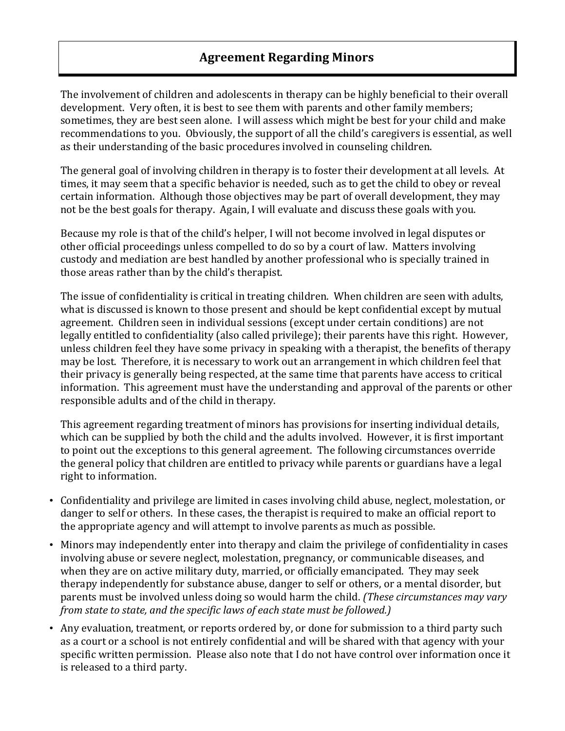# Agreement Regarding Minors

The involvement of children and adolescents in therapy can be highly beneficial to their overall development. Very often, it is best to see them with parents and other family members; sometimes, they are best seen alone. I will assess which might be best for your child and make recommendations to you. Obviously, the support of all the child's caregivers is essential, as well as their understanding of the basic procedures involved in counseling children.

The general goal of involving children in therapy is to foster their development at all levels. At times, it may seem that a specific behavior is needed, such as to get the child to obey or reveal certain information. Although those objectives may be part of overall development, they may not be the best goals for therapy. Again, I will evaluate and discuss these goals with you.

Because my role is that of the child's helper, I will not become involved in legal disputes or other official proceedings unless compelled to do so by a court of law. Matters involving custody and mediation are best handled by another professional who is specially trained in those areas rather than by the child's therapist.

The issue of confidentiality is critical in treating children. When children are seen with adults, what is discussed is known to those present and should be kept confidential except by mutual agreement. Children seen in individual sessions (except under certain conditions) are not legally entitled to confidentiality (also called privilege); their parents have this right. However, unless children feel they have some privacy in speaking with a therapist, the benefits of therapy may be lost. Therefore, it is necessary to work out an arrangement in which children feel that their privacy is generally being respected, at the same time that parents have access to critical information. This agreement must have the understanding and approval of the parents or other responsible adults and of the child in therapy.

This agreement regarding treatment of minors has provisions for inserting individual details, which can be supplied by both the child and the adults involved. However, it is first important to point out the exceptions to this general agreement. The following circumstances override the general policy that children are entitled to privacy while parents or guardians have a legal right to information.

- Confidentiality and privilege are limited in cases involving child abuse, neglect, molestation, or danger to self or others. In these cases, the therapist is required to make an official report to the appropriate agency and will attempt to involve parents as much as possible.
- Minors may independently enter into therapy and claim the privilege of confidentiality in cases involving abuse or severe neglect, molestation, pregnancy, or communicable diseases, and when they are on active military duty, married, or officially emancipated. They may seek therapy independently for substance abuse, danger to self or others, or a mental disorder, but parents must be involved unless doing so would harm the child. *(These circumstances may vary from state to state, and the specific laws of each state must be followed.)*
- Any evaluation, treatment, or reports ordered by, or done for submission to a third party such as a court or a school is not entirely confidential and will be shared with that agency with your specific written permission. Please also note that I do not have control over information once it is released to a third party.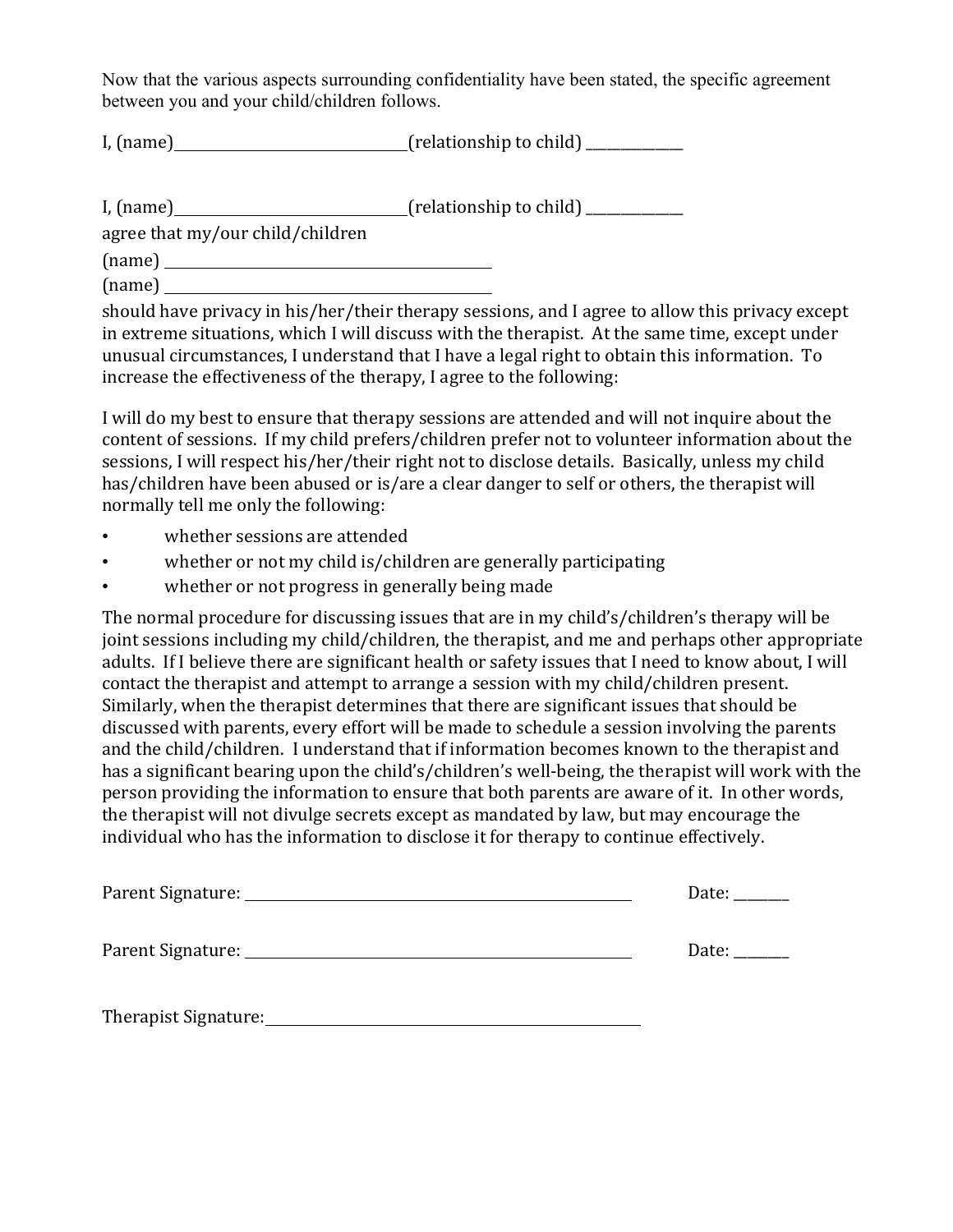Now that the various aspects surrounding confidentiality have been stated, the specific agreement between you and your child/children follows.

I, (name)______________________________(relationship to child) _____________

I, (name)______________________________(relationship to child) _____________
agree that my/our child/children
(name) __________________________________________
(name) __________________________________________
should have privacy in his/her/their therapy sessions, and I agree to allow this privacy except in extreme situations, which I will discuss with the therapist. At the same time, except under unusual circumstances, I understand that I have a legal right to obtain this information. To increase the effectiveness of the therapy, I agree to the following:

I will do my best to ensure that therapy sessions are attended and will not inquire about the content of sessions. If my child prefers/children prefer not to volunteer information about the sessions, I will respect his/her/their right not to disclose details. Basically, unless my child has/children have been abused or is/are a clear danger to self or others, the therapist will normally tell me only the following:

- whether sessions are attended
- whether or not my child is/children are generally participating
- whether or not progress in generally being made

The normal procedure for discussing issues that are in my child's/children's therapy will be joint sessions including my child/children, the therapist, and me and perhaps other appropriate adults. If I believe there are significant health or safety issues that I need to know about, I will contact the therapist and attempt to arrange a session with my child/children present. Similarly, when the therapist determines that there are significant issues that should be discussed with parents, every effort will be made to schedule a session involving the parents and the child/children. I understand that if information becomes known to the therapist and has a significant bearing upon the child's/children's well-being, the therapist will work with the person providing the information to ensure that both parents are aware of it. In other words, the therapist will not divulge secrets except as mandated by law, but may encourage the individual who has the information to disclose it for therapy to continue effectively.

Parent Signature: ____________________________________________ Date: _______

Parent Signature: ____________________________________________ Date: _______

Therapist Signature: ____________________________________________